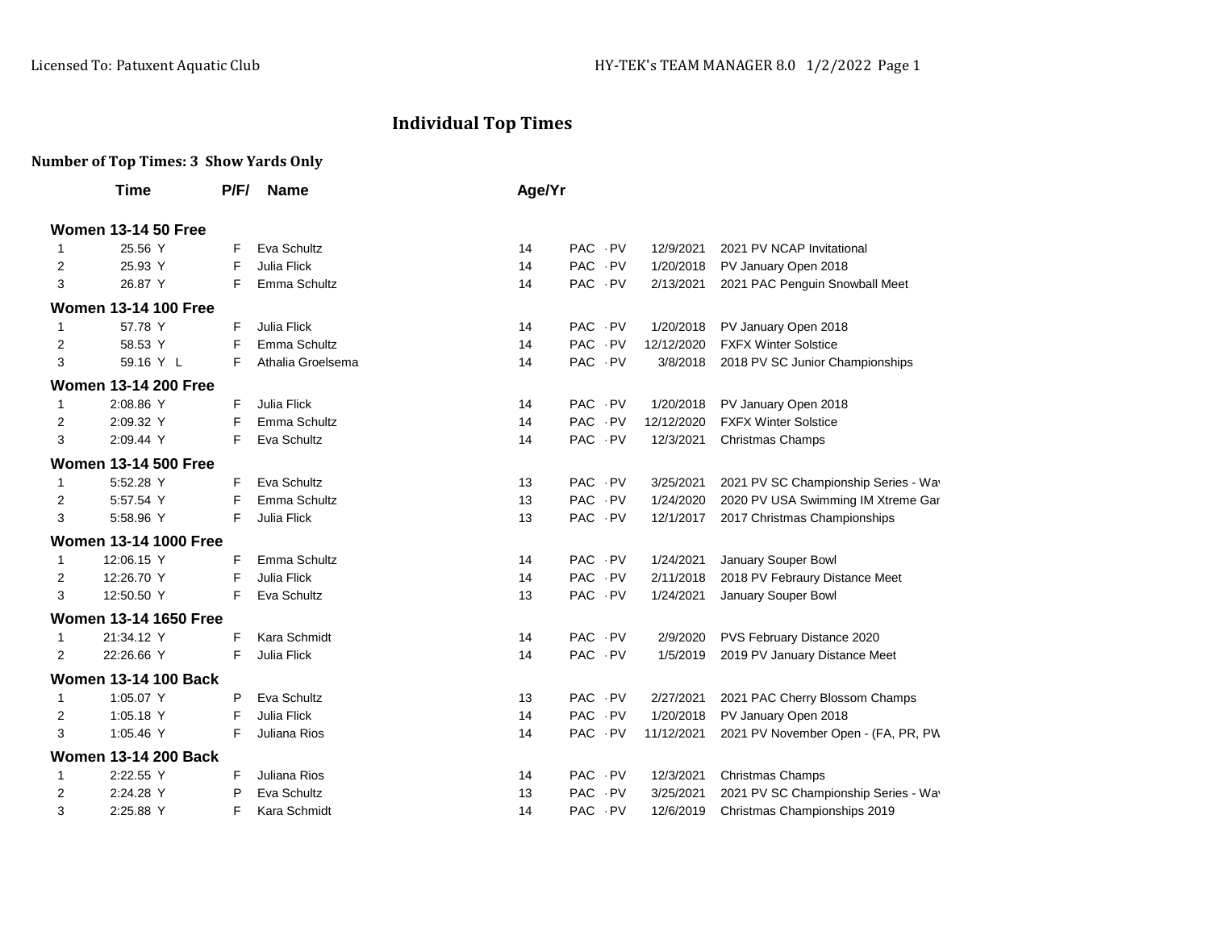# Individual Top Times

**Number of Top Times: 3 Show Yards Only**

| | Time | | P/F/ | Name | Age/Yr | | | | |
|---|---|---|---|---|---|---|---|---|---|
| **Women 13-14 50 Free** | | | | | | | | | |
| 1 | 25.56 | Y | F | Eva Schultz | 14 | PAC | PV | 12/9/2021 | 2021 PV NCAP Invitational |
| 2 | 25.93 | Y | F | Julia Flick | 14 | PAC | PV | 1/20/2018 | PV January Open 2018 |
| 3 | 26.87 | Y | F | Emma Schultz | 14 | PAC | PV | 2/13/2021 | 2021 PAC Penguin Snowball Meet |
| **Women 13-14 100 Free** | | | | | | | | | |
| 1 | 57.78 | Y | F | Julia Flick | 14 | PAC | PV | 1/20/2018 | PV January Open 2018 |
| 2 | 58.53 | Y | F | Emma Schultz | 14 | PAC | PV | 12/12/2020 | FXFX Winter Solstice |
| 3 | 59.16 | Y L | F | Athalia Groelsema | 14 | PAC | PV | 3/8/2018 | 2018 PV SC Junior Championships |
| **Women 13-14 200 Free** | | | | | | | | | |
| 1 | 2:08.86 | Y | F | Julia Flick | 14 | PAC | PV | 1/20/2018 | PV January Open 2018 |
| 2 | 2:09.32 | Y | F | Emma Schultz | 14 | PAC | PV | 12/12/2020 | FXFX Winter Solstice |
| 3 | 2:09.44 | Y | F | Eva Schultz | 14 | PAC | PV | 12/3/2021 | Christmas Champs |
| **Women 13-14 500 Free** | | | | | | | | | |
| 1 | 5:52.28 | Y | F | Eva Schultz | 13 | PAC | PV | 3/25/2021 | 2021 PV SC Championship Series - Wa |
| 2 | 5:57.54 | Y | F | Emma Schultz | 13 | PAC | PV | 1/24/2020 | 2020 PV USA Swimming IM Xtreme Gar |
| 3 | 5:58.96 | Y | F | Julia Flick | 13 | PAC | PV | 12/1/2017 | 2017 Christmas Championships |
| **Women 13-14 1000 Free** | | | | | | | | | |
| 1 | 12:06.15 | Y | F | Emma Schultz | 14 | PAC | PV | 1/24/2021 | January Souper Bowl |
| 2 | 12:26.70 | Y | F | Julia Flick | 14 | PAC | PV | 2/11/2018 | 2018 PV Febraury Distance Meet |
| 3 | 12:50.50 | Y | F | Eva Schultz | 13 | PAC | PV | 1/24/2021 | January Souper Bowl |
| **Women 13-14 1650 Free** | | | | | | | | | |
| 1 | 21:34.12 | Y | F | Kara Schmidt | 14 | PAC | PV | 2/9/2020 | PVS February Distance 2020 |
| 2 | 22:26.66 | Y | F | Julia Flick | 14 | PAC | PV | 1/5/2019 | 2019 PV January Distance Meet |
| **Women 13-14 100 Back** | | | | | | | | | |
| 1 | 1:05.07 | Y | P | Eva Schultz | 13 | PAC | PV | 2/27/2021 | 2021 PAC Cherry Blossom Champs |
| 2 | 1:05.18 | Y | F | Julia Flick | 14 | PAC | PV | 1/20/2018 | PV January Open 2018 |
| 3 | 1:05.46 | Y | F | Juliana Rios | 14 | PAC | PV | 11/12/2021 | 2021 PV November Open - (FA, PR, PW |
| **Women 13-14 200 Back** | | | | | | | | | |
| 1 | 2:22.55 | Y | F | Juliana Rios | 14 | PAC | PV | 12/3/2021 | Christmas Champs |
| 2 | 2:24.28 | Y | P | Eva Schultz | 13 | PAC | PV | 3/25/2021 | 2021 PV SC Championship Series - Wa |
| 3 | 2:25.88 | Y | F | Kara Schmidt | 14 | PAC | PV | 12/6/2019 | Christmas Championships 2019 |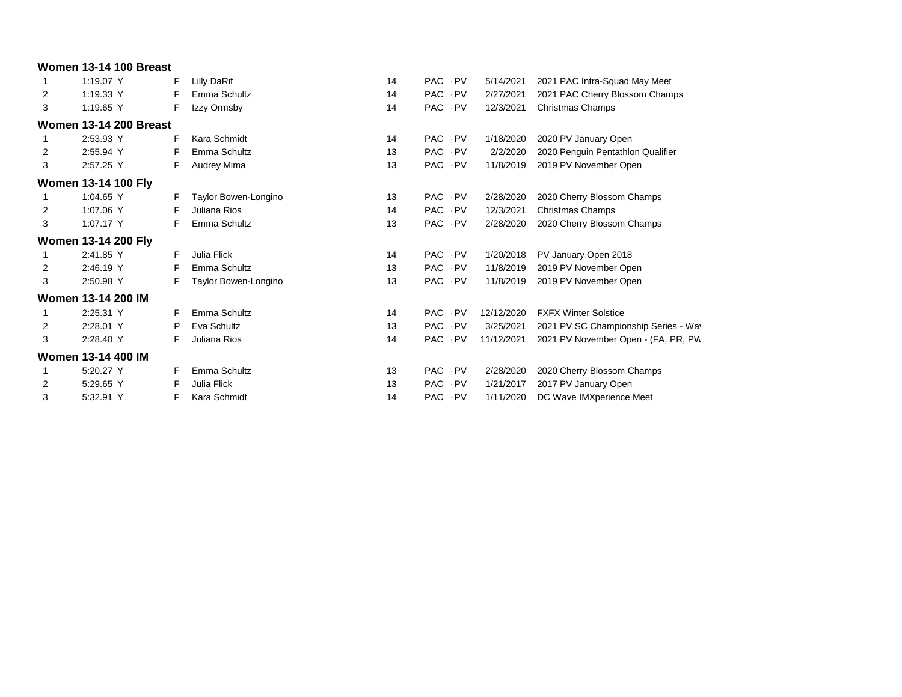**Women 13-14 100 Breast**

| | | | | | | | |
|---|---|---|---|---|---|---|---|
| 1 | 1:19.07 Y | F | Lilly DaRif | 14 | PAC - PV | 5/14/2021 | 2021 PAC Intra-Squad May Meet |
| 2 | 1:19.33 Y | F | Emma Schultz | 14 | PAC - PV | 2/27/2021 | 2021 PAC Cherry Blossom Champs |
| 3 | 1:19.65 Y | F | Izzy Ormsby | 14 | PAC - PV | 12/3/2021 | Christmas Champs |

**Women 13-14 200 Breast**

| | | | | | | | |
|---|---|---|---|---|---|---|---|
| 1 | 2:53.93 Y | F | Kara Schmidt | 14 | PAC - PV | 1/18/2020 | 2020 PV January Open |
| 2 | 2:55.94 Y | F | Emma Schultz | 13 | PAC - PV | 2/2/2020 | 2020 Penguin Pentathlon Qualifier |
| 3 | 2:57.25 Y | F | Audrey Mima | 13 | PAC - PV | 11/8/2019 | 2019 PV November Open |

**Women 13-14 100 Fly**

| | | | | | | | |
|---|---|---|---|---|---|---|---|
| 1 | 1:04.65 Y | F | Taylor Bowen-Longino | 13 | PAC - PV | 2/28/2020 | 2020 Cherry Blossom Champs |
| 2 | 1:07.06 Y | F | Juliana Rios | 14 | PAC - PV | 12/3/2021 | Christmas Champs |
| 3 | 1:07.17 Y | F | Emma Schultz | 13 | PAC - PV | 2/28/2020 | 2020 Cherry Blossom Champs |

**Women 13-14 200 Fly**

| | | | | | | | |
|---|---|---|---|---|---|---|---|
| 1 | 2:41.85 Y | F | Julia Flick | 14 | PAC - PV | 1/20/2018 | PV January Open 2018 |
| 2 | 2:46.19 Y | F | Emma Schultz | 13 | PAC - PV | 11/8/2019 | 2019 PV November Open |
| 3 | 2:50.98 Y | F | Taylor Bowen-Longino | 13 | PAC - PV | 11/8/2019 | 2019 PV November Open |

**Women 13-14 200 IM**

| | | | | | | | |
|---|---|---|---|---|---|---|---|
| 1 | 2:25.31 Y | F | Emma Schultz | 14 | PAC - PV | 12/12/2020 | FXFX Winter Solstice |
| 2 | 2:28.01 Y | P | Eva Schultz | 13 | PAC - PV | 3/25/2021 | 2021 PV SC Championship Series - Wa |
| 3 | 2:28.40 Y | F | Juliana Rios | 14 | PAC - PV | 11/12/2021 | 2021 PV November Open - (FA, PR, PW |

**Women 13-14 400 IM**

| | | | | | | | |
|---|---|---|---|---|---|---|---|
| 1 | 5:20.27 Y | F | Emma Schultz | 13 | PAC - PV | 2/28/2020 | 2020 Cherry Blossom Champs |
| 2 | 5:29.65 Y | F | Julia Flick | 13 | PAC - PV | 1/21/2017 | 2017 PV January Open |
| 3 | 5:32.91 Y | F | Kara Schmidt | 14 | PAC - PV | 1/11/2020 | DC Wave IMXperience Meet |